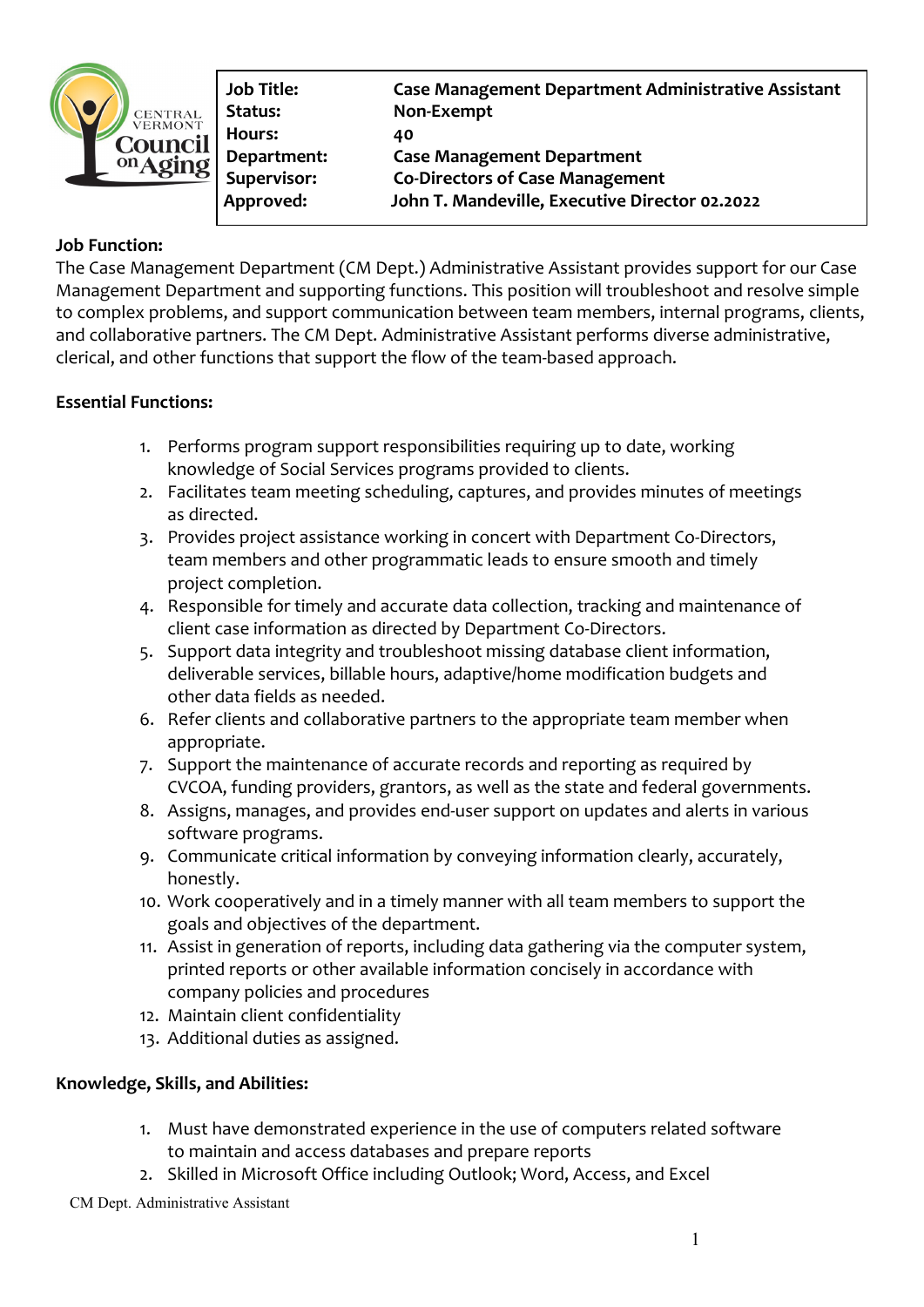| Job Title: | Case Management Department Administrative Assistant |
|---|---|
| Status: | Non-Exempt |
| Hours: | 40 |
| Department: | Case Management Department |
| Supervisor: | Co-Directors of Case Management |
| Approved: | John T. Mandeville, Executive Director 02.2022 |

**Job Function:**

The Case Management Department (CM Dept.) Administrative Assistant provides support for our Case Management Department and supporting functions. This position will troubleshoot and resolve simple to complex problems, and support communication between team members, internal programs, clients, and collaborative partners. The CM Dept. Administrative Assistant performs diverse administrative, clerical, and other functions that support the flow of the team-based approach.

**Essential Functions:**

1. Performs program support responsibilities requiring up to date, working knowledge of Social Services programs provided to clients.
2. Facilitates team meeting scheduling, captures, and provides minutes of meetings as directed.
3. Provides project assistance working in concert with Department Co-Directors, team members and other programmatic leads to ensure smooth and timely project completion.
4. Responsible for timely and accurate data collection, tracking and maintenance of client case information as directed by Department Co-Directors.
5. Support data integrity and troubleshoot missing database client information, deliverable services, billable hours, adaptive/home modification budgets and other data fields as needed.
6. Refer clients and collaborative partners to the appropriate team member when appropriate.
7. Support the maintenance of accurate records and reporting as required by CVCOA, funding providers, grantors, as well as the state and federal governments.
8. Assigns, manages, and provides end-user support on updates and alerts in various software programs.
9. Communicate critical information by conveying information clearly, accurately, honestly.
10. Work cooperatively and in a timely manner with all team members to support the goals and objectives of the department.
11. Assist in generation of reports, including data gathering via the computer system, printed reports or other available information concisely in accordance with company policies and procedures
12. Maintain client confidentiality
13. Additional duties as assigned.

**Knowledge, Skills, and Abilities:**

1. Must have demonstrated experience in the use of computers related software to maintain and access databases and prepare reports
2. Skilled in Microsoft Office including Outlook; Word, Access, and Excel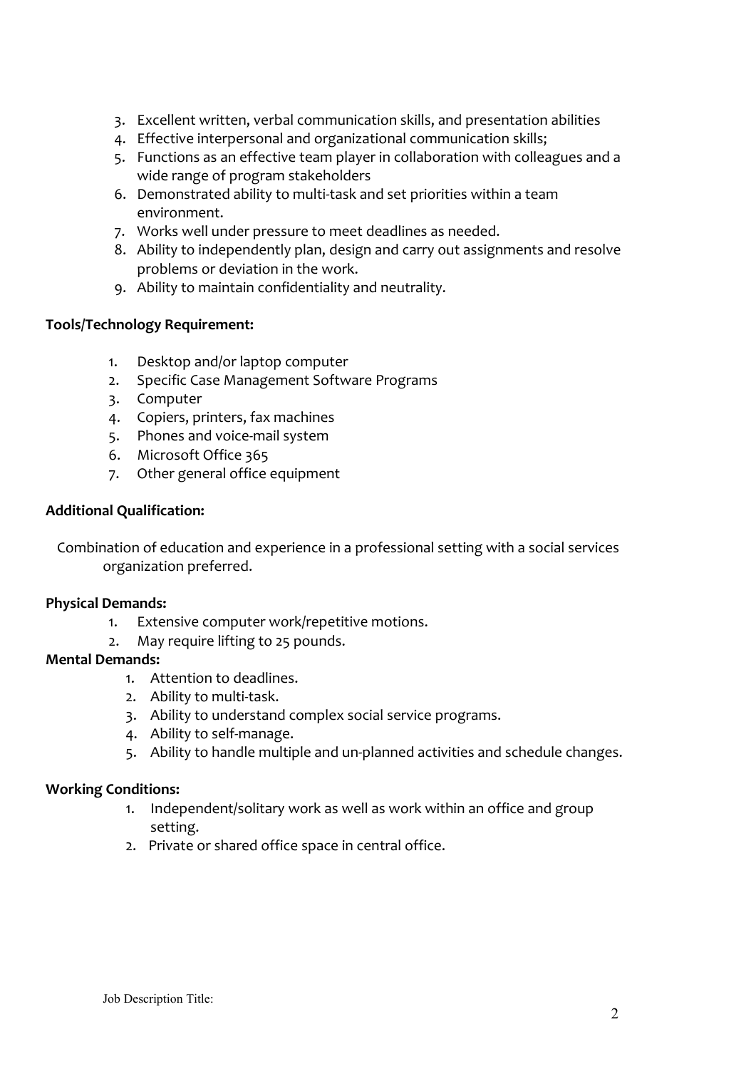3. Excellent written, verbal communication skills, and presentation abilities
4. Effective interpersonal and organizational communication skills;
5. Functions as an effective team player in collaboration with colleagues and a wide range of program stakeholders
6. Demonstrated ability to multi-task and set priorities within a team environment.
7. Works well under pressure to meet deadlines as needed.
8. Ability to independently plan, design and carry out assignments and resolve problems or deviation in the work.
9. Ability to maintain confidentiality and neutrality.

**Tools/Technology Requirement:**

1. Desktop and/or laptop computer
2. Specific Case Management Software Programs
3. Computer
4. Copiers, printers, fax machines
5. Phones and voice-mail system
6. Microsoft Office 365
7. Other general office equipment

**Additional Qualification:**

Combination of education and experience in a professional setting with a social services organization preferred.

**Physical Demands:**

1. Extensive computer work/repetitive motions.
2. May require lifting to 25 pounds.

**Mental Demands:**

1. Attention to deadlines.
2. Ability to multi-task.
3. Ability to understand complex social service programs.
4. Ability to self-manage.
5. Ability to handle multiple and un-planned activities and schedule changes.

**Working Conditions:**

1. Independent/solitary work as well as work within an office and group setting.
2. Private or shared office space in central office.